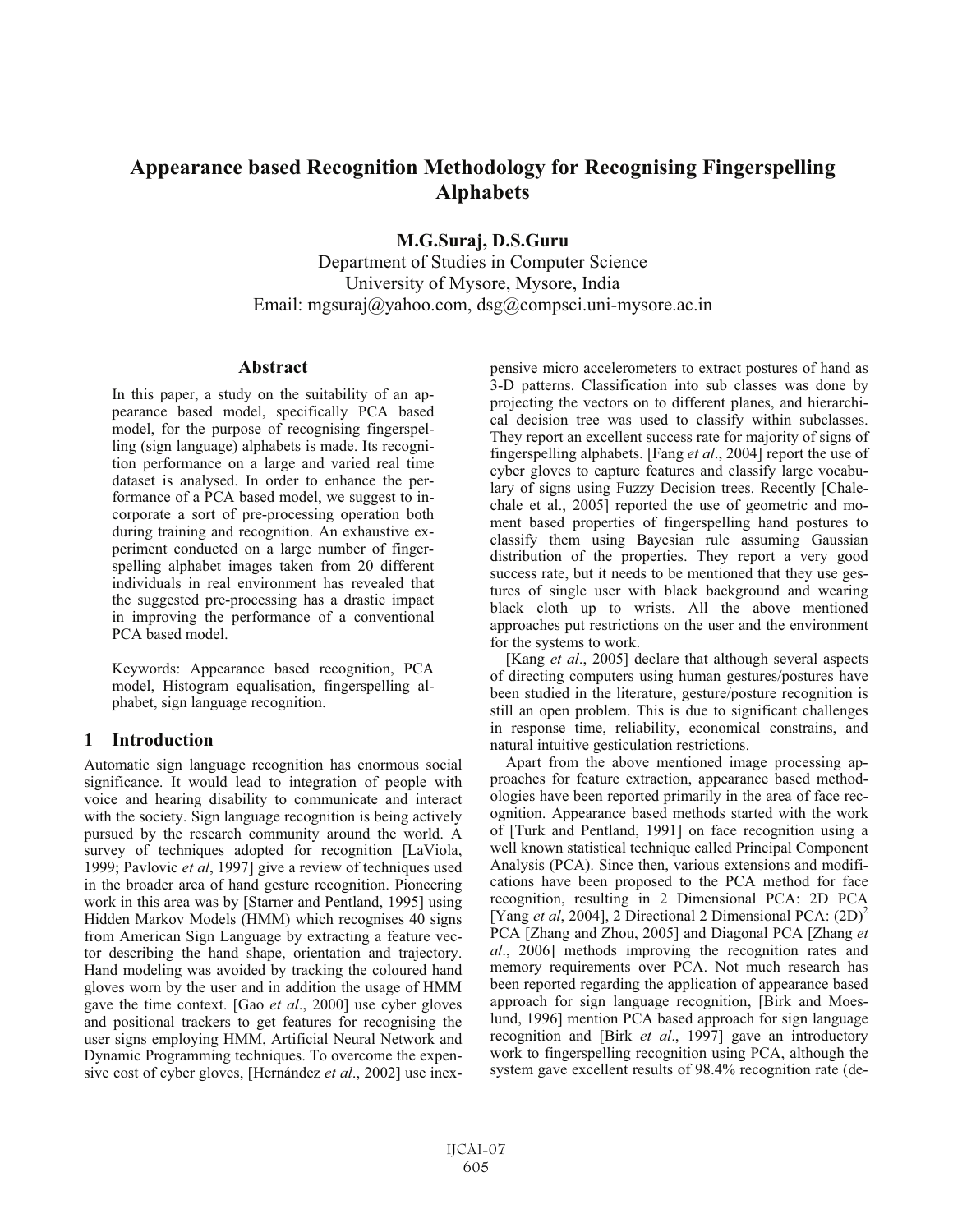# Appearance based Recognition Methodology for Recognising Fingerspelling Alphabets

**M.G.Suraj, D.S.Guru**

Department of Studies in Computer Science
University of Mysore, Mysore, India
Email: mgsuraj@yahoo.com, dsg@compsci.uni-mysore.ac.in

## Abstract

In this paper, a study on the suitability of an appearance based model, specifically PCA based model, for the purpose of recognising fingerspelling (sign language) alphabets is made. Its recognition performance on a large and varied real time dataset is analysed. In order to enhance the performance of a PCA based model, we suggest to incorporate a sort of pre-processing operation both during training and recognition. An exhaustive experiment conducted on a large number of fingerspelling alphabet images taken from 20 different individuals in real environment has revealed that the suggested pre-processing has a drastic impact in improving the performance of a conventional PCA based model.

Keywords: Appearance based recognition, PCA model, Histogram equalisation, fingerspelling alphabet, sign language recognition.

## 1 Introduction

Automatic sign language recognition has enormous social significance. It would lead to integration of people with voice and hearing disability to communicate and interact with the society. Sign language recognition is being actively pursued by the research community around the world. A survey of techniques adopted for recognition [LaViola, 1999; Pavlovic *et al*, 1997] give a review of techniques used in the broader area of hand gesture recognition. Pioneering work in this area was by [Starner and Pentland, 1995] using Hidden Markov Models (HMM) which recognises 40 signs from American Sign Language by extracting a feature vector describing the hand shape, orientation and trajectory. Hand modeling was avoided by tracking the coloured hand gloves worn by the user and in addition the usage of HMM gave the time context. [Gao *et al*., 2000] use cyber gloves and positional trackers to get features for recognising the user signs employing HMM, Artificial Neural Network and Dynamic Programming techniques. To overcome the expensive cost of cyber gloves, [Hernández *et al*., 2002] use inexpensive micro accelerometers to extract postures of hand as 3-D patterns. Classification into sub classes was done by projecting the vectors on to different planes, and hierarchical decision tree was used to classify within subclasses. They report an excellent success rate for majority of signs of fingerspelling alphabets. [Fang *et al*., 2004] report the use of cyber gloves to capture features and classify large vocabulary of signs using Fuzzy Decision trees. Recently [Chalechale et al., 2005] reported the use of geometric and moment based properties of fingerspelling hand postures to classify them using Bayesian rule assuming Gaussian distribution of the properties. They report a very good success rate, but it needs to be mentioned that they use gestures of single user with black background and wearing black cloth up to wrists. All the above mentioned approaches put restrictions on the user and the environment for the systems to work.

[Kang *et al*., 2005] declare that although several aspects of directing computers using human gestures/postures have been studied in the literature, gesture/posture recognition is still an open problem. This is due to significant challenges in response time, reliability, economical constrains, and natural intuitive gesticulation restrictions.

Apart from the above mentioned image processing approaches for feature extraction, appearance based methodologies have been reported primarily in the area of face recognition. Appearance based methods started with the work of [Turk and Pentland, 1991] on face recognition using a well known statistical technique called Principal Component Analysis (PCA). Since then, various extensions and modifications have been proposed to the PCA method for face recognition, resulting in 2 Dimensional PCA: 2D PCA [Yang *et al*, 2004], 2 Directional 2 Dimensional PCA: $(2D)^2$ PCA [Zhang and Zhou, 2005] and Diagonal PCA [Zhang *et al*., 2006] methods improving the recognition rates and memory requirements over PCA. Not much research has been reported regarding the application of appearance based approach for sign language recognition, [Birk and Moeslund, 1996] mention PCA based approach for sign language recognition and [Birk *et al*., 1997] gave an introductory work to fingerspelling recognition using PCA, although the system gave excellent results of 98.4% recognition rate (de-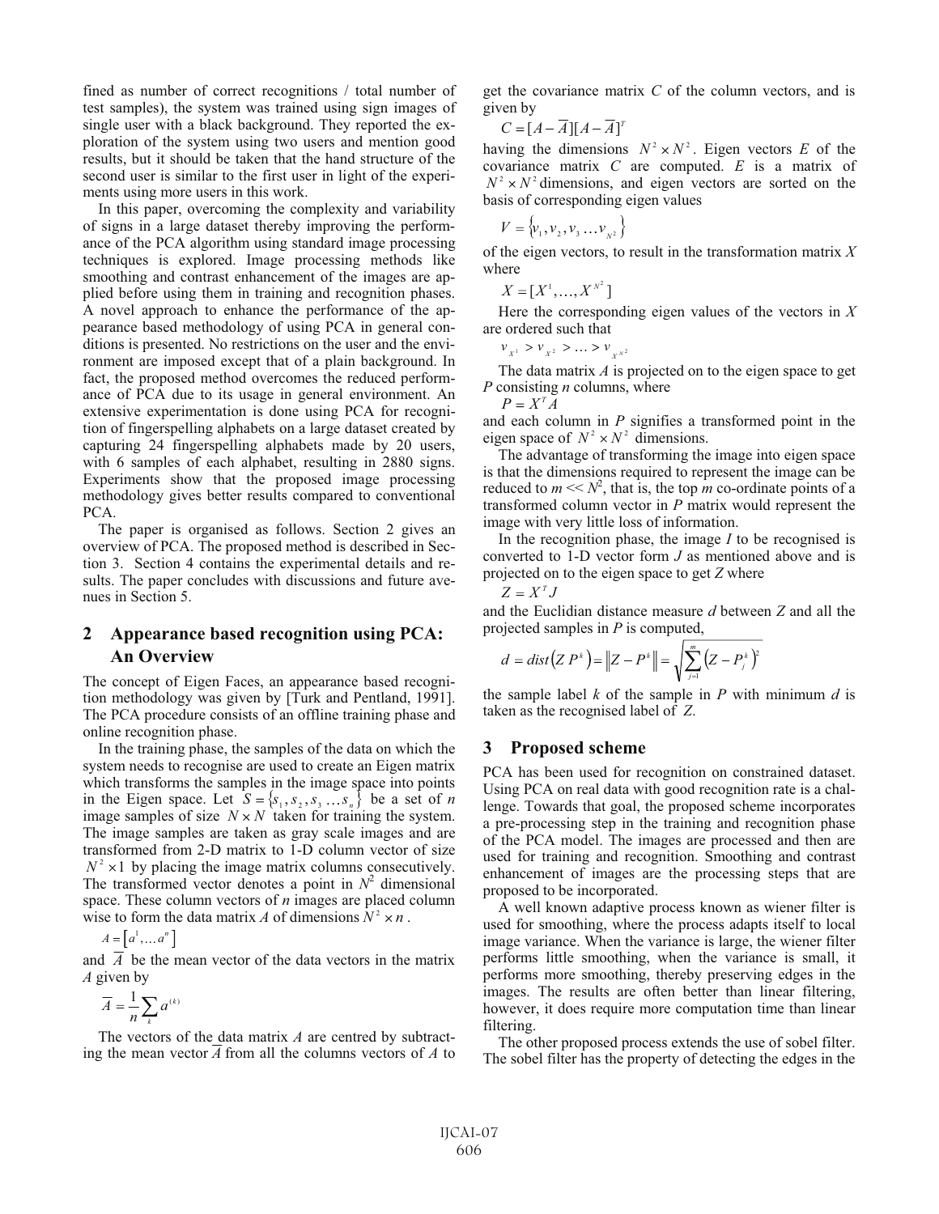fined as number of correct recognitions / total number of test samples), the system was trained using sign images of single user with a black background. They reported the exploration of the system using two users and mention good results, but it should be taken that the hand structure of the second user is similar to the first user in light of the experiments using more users in this work.

In this paper, overcoming the complexity and variability of signs in a large dataset thereby improving the performance of the PCA algorithm using standard image processing techniques is explored. Image processing methods like smoothing and contrast enhancement of the images are applied before using them in training and recognition phases. A novel approach to enhance the performance of the appearance based methodology of using PCA in general conditions is presented. No restrictions on the user and the environment are imposed except that of a plain background. In fact, the proposed method overcomes the reduced performance of PCA due to its usage in general environment. An extensive experimentation is done using PCA for recognition of fingerspelling alphabets on a large dataset created by capturing 24 fingerspelling alphabets made by 20 users, with 6 samples of each alphabet, resulting in 2880 signs. Experiments show that the proposed image processing methodology gives better results compared to conventional PCA.

The paper is organised as follows. Section 2 gives an overview of PCA. The proposed method is described in Section 3. Section 4 contains the experimental details and results. The paper concludes with discussions and future avenues in Section 5.

## 2 Appearance based recognition using PCA: An Overview

The concept of Eigen Faces, an appearance based recognition methodology was given by [Turk and Pentland, 1991]. The PCA procedure consists of an offline training phase and online recognition phase.

In the training phase, the samples of the data on which the system needs to recognise are used to create an Eigen matrix which transforms the samples in the image space into points in the Eigen space. Let $S = \{s_1, s_2, s_3 \ldots s_n\}$ be a set of *n* image samples of size $N \times N$ taken for training the system. The image samples are taken as gray scale images and are transformed from 2-D matrix to 1-D column vector of size $N^2 \times 1$ by placing the image matrix columns consecutively. The transformed vector denotes a point in $N^2$ dimensional space. These column vectors of *n* images are placed column wise to form the data matrix *A* of dimensions $N^2 \times n$.

$$A = \left[a^1, \ldots a^n\right]$$

and $\overline{A}$ be the mean vector of the data vectors in the matrix *A* given by

$$\overline{A} = \frac{1}{n}\sum_k a^{(k)}$$

The vectors of the data matrix *A* are centred by subtracting the mean vector $\overline{A}$ from all the columns vectors of *A* to get the covariance matrix *C* of the column vectors, and is given by

$$C = [A - \overline{A}][A - \overline{A}]^T$$

having the dimensions $N^2 \times N^2$. Eigen vectors *E* of the covariance matrix *C* are computed. *E* is a matrix of $N^2 \times N^2$ dimensions, and eigen vectors are sorted on the basis of corresponding eigen values

$$V = \{v_1, v_2, v_3 \ldots v_{N^2}\}$$

of the eigen vectors, to result in the transformation matrix *X* where

$$X = [X^1, \ldots, X^{N^2}]$$

Here the corresponding eigen values of the vectors in *X* are ordered such that

$$v_{X^1} > v_{X^2} > \ldots > v_{X^{N^2}}$$

The data matrix *A* is projected on to the eigen space to get *P* consisting *n* columns, where

$$P = X^T A$$

and each column in *P* signifies a transformed point in the eigen space of $N^2 \times N^2$ dimensions.

The advantage of transforming the image into eigen space is that the dimensions required to represent the image can be reduced to $m \ll N^2$, that is, the top *m* co-ordinate points of a transformed column vector in *P* matrix would represent the image with very little loss of information.

In the recognition phase, the image *I* to be recognised is converted to 1-D vector form *J* as mentioned above and is projected on to the eigen space to get *Z* where

$$Z = X^T J$$

and the Euclidian distance measure *d* between *Z* and all the projected samples in *P* is computed,

$$d = dist\left(Z\, P^k\right) = \left\|Z - P^k\right\| = \sqrt{\sum_{j=1}^{m}\left(Z - P_j^k\right)^2}$$

the sample label *k* of the sample in *P* with minimum *d* is taken as the recognised label of *Z*.

## 3 Proposed scheme

PCA has been used for recognition on constrained dataset. Using PCA on real data with good recognition rate is a challenge. Towards that goal, the proposed scheme incorporates a pre-processing step in the training and recognition phase of the PCA model. The images are processed and then are used for training and recognition. Smoothing and contrast enhancement of images are the processing steps that are proposed to be incorporated.

A well known adaptive process known as wiener filter is used for smoothing, where the process adapts itself to local image variance. When the variance is large, the wiener filter performs little smoothing, when the variance is small, it performs more smoothing, thereby preserving edges in the images. The results are often better than linear filtering, however, it does require more computation time than linear filtering.

The other proposed process extends the use of sobel filter. The sobel filter has the property of detecting the edges in the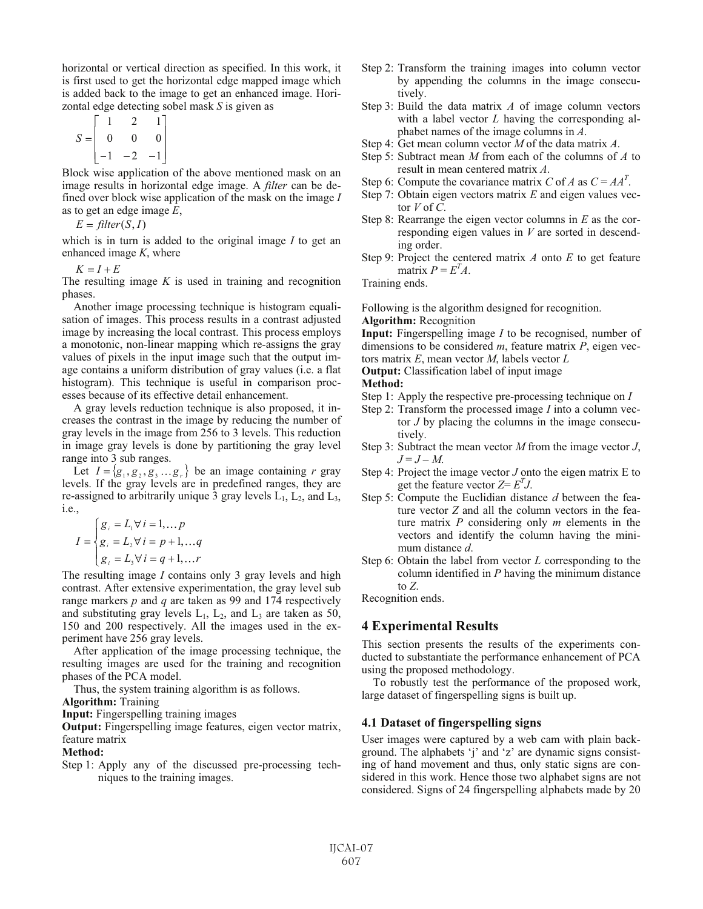horizontal or vertical direction as specified. In this work, it is first used to get the horizontal edge mapped image which is added back to the image to get an enhanced image. Horizontal edge detecting sobel mask $S$ is given as

$$S = \begin{bmatrix} 1 & 2 & 1 \\ 0 & 0 & 0 \\ -1 & -2 & -1 \end{bmatrix}$$

Block wise application of the above mentioned mask on an image results in horizontal edge image. A *filter* can be defined over block wise application of the mask on the image $I$ as to get an edge image $E$,

$$E = filter(S, I)$$

which is in turn is added to the original image $I$ to get an enhanced image $K$, where

$$K = I + E$$

The resulting image $K$ is used in training and recognition phases.

Another image processing technique is histogram equalisation of images. This process results in a contrast adjusted image by increasing the local contrast. This process employs a monotonic, non-linear mapping which re-assigns the gray values of pixels in the input image such that the output image contains a uniform distribution of gray values (i.e. a flat histogram). This technique is useful in comparison processes because of its effective detail enhancement.

A gray levels reduction technique is also proposed, it increases the contrast in the image by reducing the number of gray levels in the image from 256 to 3 levels. This reduction in image gray levels is done by partitioning the gray level range into 3 sub ranges.

Let $I = \{g_1, g_2, g_3 \ldots g_r\}$ be an image containing $r$ gray levels. If the gray levels are in predefined ranges, they are re-assigned to arbitrarily unique 3 gray levels $L_1$, $L_2$, and $L_3$, i.e.,

$$I = \begin{cases} g_i = L_1 \forall\, i = 1, \ldots p \\ g_i = L_2 \forall\, i = p+1, \ldots q \\ g_i = L_3 \forall\, i = q+1, \ldots r \end{cases}$$

The resulting image $I$ contains only 3 gray levels and high contrast. After extensive experimentation, the gray level sub range markers $p$ and $q$ are taken as 99 and 174 respectively and substituting gray levels $L_1$, $L_2$, and $L_3$ are taken as 50, 150 and 200 respectively. All the images used in the experiment have 256 gray levels.

After application of the image processing technique, the resulting images are used for the training and recognition phases of the PCA model.

Thus, the system training algorithm is as follows.

**Algorithm:** Training

**Input:** Fingerspelling training images

**Output:** Fingerspelling image features, eigen vector matrix, feature matrix

**Method:**

Step 1: Apply any of the discussed pre-processing techniques to the training images.

Step 2: Transform the training images into column vector by appending the columns in the image consecutively.

Step 3: Build the data matrix $A$ of image column vectors with a label vector $L$ having the corresponding alphabet names of the image columns in $A$.

Step 4: Get mean column vector $M$ of the data matrix $A$.

Step 5: Subtract mean $M$ from each of the columns of $A$ to result in mean centered matrix $A$.

Step 6: Compute the covariance matrix $C$ of $A$ as $C = AA^T$.

Step 7: Obtain eigen vectors matrix $E$ and eigen values vector $V$ of $C$.

Step 8: Rearrange the eigen vector columns in $E$ as the corresponding eigen values in $V$ are sorted in descending order.

Step 9: Project the centered matrix $A$ onto $E$ to get feature matrix $P = E^T A$.

Training ends.

Following is the algorithm designed for recognition.

**Algorithm:** Recognition

**Input:** Fingerspelling image $I$ to be recognised, number of dimensions to be considered $m$, feature matrix $P$, eigen vectors matrix $E$, mean vector $M$, labels vector $L$

**Output:** Classification label of input image

**Method:**

Step 1: Apply the respective pre-processing technique on $I$

Step 2: Transform the processed image $I$ into a column vector $J$ by placing the columns in the image consecutively.

Step 3: Subtract the mean vector $M$ from the image vector $J$, $J = J - M$.

Step 4: Project the image vector $J$ onto the eigen matrix E to get the feature vector $Z = E^T J$.

Step 5: Compute the Euclidian distance $d$ between the feature vector $Z$ and all the column vectors in the feature matrix $P$ considering only $m$ elements in the vectors and identify the column having the minimum distance $d$.

Step 6: Obtain the label from vector $L$ corresponding to the column identified in $P$ having the minimum distance to $Z$.

Recognition ends.

## 4 Experimental Results

This section presents the results of the experiments conducted to substantiate the performance enhancement of PCA using the proposed methodology.

To robustly test the performance of the proposed work, large dataset of fingerspelling signs is built up.

### 4.1 Dataset of fingerspelling signs

User images were captured by a web cam with plain background. The alphabets 'j' and 'z' are dynamic signs consisting of hand movement and thus, only static signs are considered in this work. Hence those two alphabet signs are not considered. Signs of 24 fingerspelling alphabets made by 20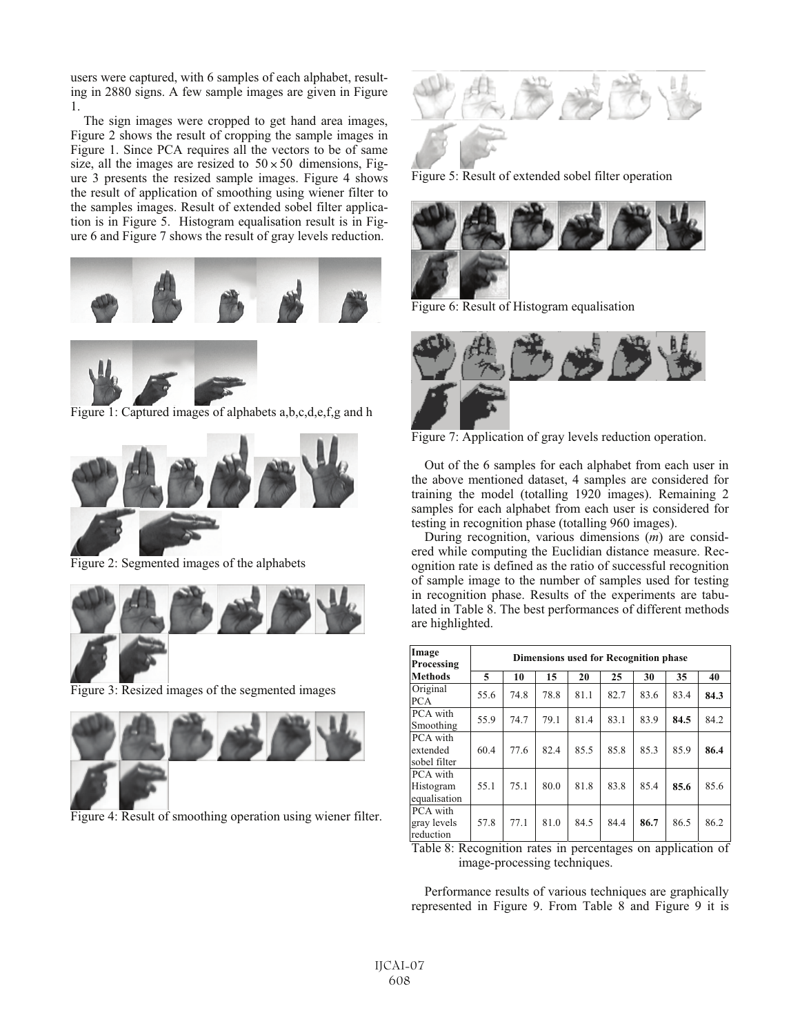users were captured, with 6 samples of each alphabet, resulting in 2880 signs. A few sample images are given in Figure 1.

The sign images were cropped to get hand area images, Figure 2 shows the result of cropping the sample images in Figure 1. Since PCA requires all the vectors to be of same size, all the images are resized to $50 \times 50$ dimensions, Figure 3 presents the resized sample images. Figure 4 shows the result of application of smoothing using wiener filter to the samples images. Result of extended sobel filter application is in Figure 5. Histogram equalisation result is in Figure 6 and Figure 7 shows the result of gray levels reduction.

Figure 1: Captured images of alphabets a,b,c,d,e,f,g and h

Figure 2: Segmented images of the alphabets

Figure 3: Resized images of the segmented images

Figure 4: Result of smoothing operation using wiener filter.

Figure 5: Result of extended sobel filter operation

Figure 6: Result of Histogram equalisation

Figure 7: Application of gray levels reduction operation.

Out of the 6 samples for each alphabet from each user in the above mentioned dataset, 4 samples are considered for training the model (totalling 1920 images). Remaining 2 samples for each alphabet from each user is considered for testing in recognition phase (totalling 960 images).

During recognition, various dimensions (*m*) are considered while computing the Euclidian distance measure. Recognition rate is defined as the ratio of successful recognition of sample image to the number of samples used for testing in recognition phase. Results of the experiments are tabulated in Table 8. The best performances of different methods are highlighted.

| Image Processing | Dimensions used for Recognition phase | | | | | | | |
|---|---|---|---|---|---|---|---|---|
| **Methods** | **5** | **10** | **15** | **20** | **25** | **30** | **35** | **40** |
| Original PCA | 55.6 | 74.8 | 78.8 | 81.1 | 82.7 | 83.6 | 83.4 | **84.3** |
| PCA with Smoothing | 55.9 | 74.7 | 79.1 | 81.4 | 83.1 | 83.9 | **84.5** | 84.2 |
| PCA with extended sobel filter | 60.4 | 77.6 | 82.4 | 85.5 | 85.8 | 85.3 | 85.9 | **86.4** |
| PCA with Histogram equalisation | 55.1 | 75.1 | 80.0 | 81.8 | 83.8 | 85.4 | **85.6** | 85.6 |
| PCA with gray levels reduction | 57.8 | 77.1 | 81.0 | 84.5 | 84.4 | **86.7** | 86.5 | 86.2 |

Table 8: Recognition rates in percentages on application of image-processing techniques.

Performance results of various techniques are graphically represented in Figure 9. From Table 8 and Figure 9 it is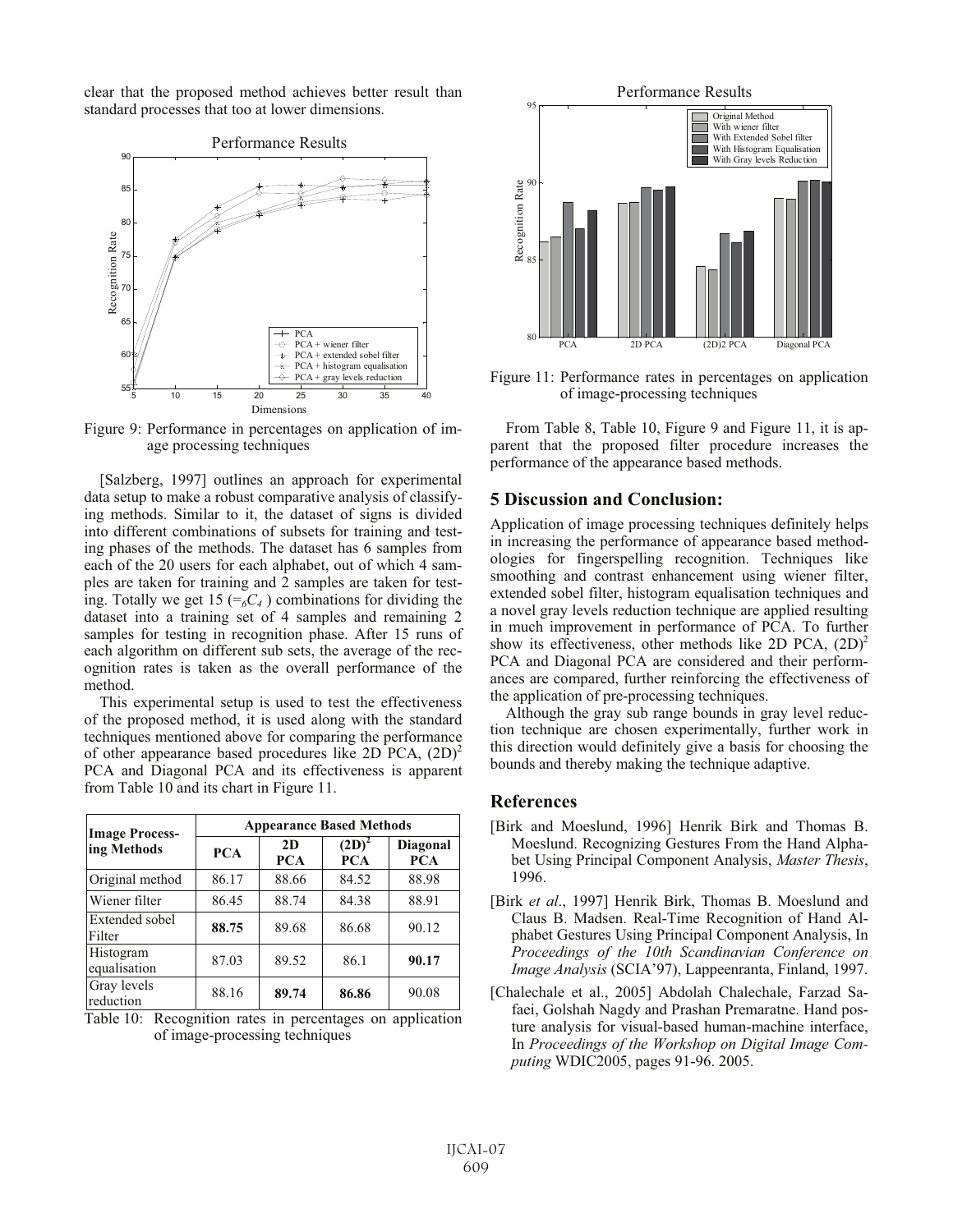clear that the proposed method achieves better result than standard processes that too at lower dimensions.

Figure 9: Performance in percentages on application of image processing techniques

[Salzberg, 1997] outlines an approach for experimental data setup to make a robust comparative analysis of classifying methods. Similar to it, the dataset of signs is divided into different combinations of subsets for training and testing phases of the methods. The dataset has 6 samples from each of the 20 users for each alphabet, out of which 4 samples are taken for training and 2 samples are taken for testing. Totally we get 15 ($={}_6C_4$ ) combinations for dividing the dataset into a training set of 4 samples and remaining 2 samples for testing in recognition phase. After 15 runs of each algorithm on different sub sets, the average of the recognition rates is taken as the overall performance of the method.

This experimental setup is used to test the effectiveness of the proposed method, it is used along with the standard techniques mentioned above for comparing the performance of other appearance based procedures like 2D PCA, $(2D)^2$ PCA and Diagonal PCA and its effectiveness is apparent from Table 10 and its chart in Figure 11.

| Image Processing Methods | Appearance Based Methods | | | |
|---|---|---|---|---|
| | PCA | 2D PCA | $(2D)^2$ PCA | Diagonal PCA |
| Original method | 86.17 | 88.66 | 84.52 | 88.98 |
| Wiener filter | 86.45 | 88.74 | 84.38 | 88.91 |
| Extended sobel Filter | **88.75** | 89.68 | 86.68 | 90.12 |
| Histogram equalisation | 87.03 | 89.52 | 86.1 | **90.17** |
| Gray levels reduction | 88.16 | **89.74** | **86.86** | 90.08 |

Table 10: Recognition rates in percentages on application of image-processing techniques

Figure 11: Performance rates in percentages on application of image-processing techniques

From Table 8, Table 10, Figure 9 and Figure 11, it is apparent that the proposed filter procedure increases the performance of the appearance based methods.

## 5 Discussion and Conclusion:

Application of image processing techniques definitely helps in increasing the performance of appearance based methodologies for fingerspelling recognition. Techniques like smoothing and contrast enhancement using wiener filter, extended sobel filter, histogram equalisation techniques and a novel gray levels reduction technique are applied resulting in much improvement in performance of PCA. To further show its effectiveness, other methods like 2D PCA, $(2D)^2$ PCA and Diagonal PCA are considered and their performances are compared, further reinforcing the effectiveness of the application of pre-processing techniques.

Although the gray sub range bounds in gray level reduction technique are chosen experimentally, further work in this direction would definitely give a basis for choosing the bounds and thereby making the technique adaptive.

## References

[Birk and Moeslund, 1996] Henrik Birk and Thomas B. Moeslund. Recognizing Gestures From the Hand Alphabet Using Principal Component Analysis, *Master Thesis*, 1996.

[Birk *et al*., 1997] Henrik Birk, Thomas B. Moeslund and Claus B. Madsen. Real-Time Recognition of Hand Alphabet Gestures Using Principal Component Analysis, In *Proceedings of the 10th Scandinavian Conference on Image Analysis* (SCIA'97), Lappeenranta, Finland, 1997.

[Chalechale et al., 2005] Abdolah Chalechale, Farzad Safaei, Golshah Nagdy and Prashan Premaratne. Hand posture analysis for visual-based human-machine interface, In *Proceedings of the Workshop on Digital Image Computing* WDIC2005, pages 91-96. 2005.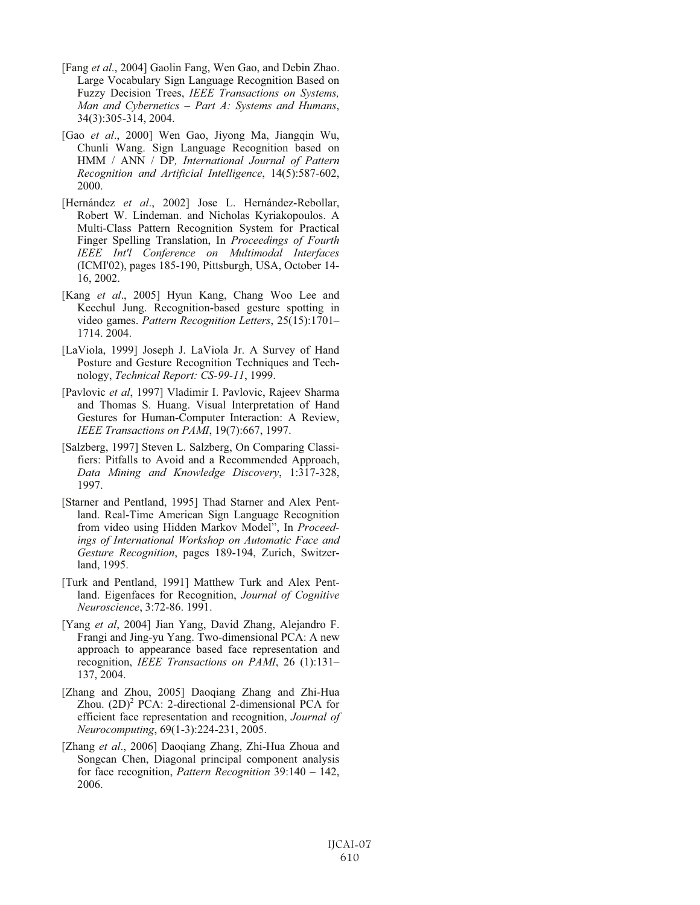[Fang *et al*., 2004] Gaolin Fang, Wen Gao, and Debin Zhao. Large Vocabulary Sign Language Recognition Based on Fuzzy Decision Trees, *IEEE Transactions on Systems, Man and Cybernetics – Part A: Systems and Humans*, 34(3):305-314, 2004.

[Gao *et al*., 2000] Wen Gao, Jiyong Ma, Jiangqin Wu, Chunli Wang. Sign Language Recognition based on HMM / ANN / DP*, International Journal of Pattern Recognition and Artificial Intelligence*, 14(5):587-602, 2000.

[Hernández *et al*., 2002] Jose L. Hernández-Rebollar, Robert W. Lindeman. and Nicholas Kyriakopoulos. A Multi-Class Pattern Recognition System for Practical Finger Spelling Translation, In *Proceedings of Fourth IEEE Int'l Conference on Multimodal Interfaces* (ICMI'02), pages 185-190, Pittsburgh, USA, October 14-16, 2002.

[Kang *et al*., 2005] Hyun Kang, Chang Woo Lee and Keechul Jung. Recognition-based gesture spotting in video games. *Pattern Recognition Letters*, 25(15):1701–1714. 2004.

[LaViola, 1999] Joseph J. LaViola Jr. A Survey of Hand Posture and Gesture Recognition Techniques and Technology, *Technical Report: CS-99-11*, 1999.

[Pavlovic *et al*, 1997] Vladimir I. Pavlovic, Rajeev Sharma and Thomas S. Huang. Visual Interpretation of Hand Gestures for Human-Computer Interaction: A Review, *IEEE Transactions on PAMI*, 19(7):667, 1997.

[Salzberg, 1997] Steven L. Salzberg, On Comparing Classifiers: Pitfalls to Avoid and a Recommended Approach, *Data Mining and Knowledge Discovery*, 1:317-328, 1997.

[Starner and Pentland, 1995] Thad Starner and Alex Pentland. Real-Time American Sign Language Recognition from video using Hidden Markov Model", In *Proceedings of International Workshop on Automatic Face and Gesture Recognition*, pages 189-194, Zurich, Switzerland, 1995.

[Turk and Pentland, 1991] Matthew Turk and Alex Pentland. Eigenfaces for Recognition, *Journal of Cognitive Neuroscience*, 3:72-86. 1991.

[Yang *et al*, 2004] Jian Yang, David Zhang, Alejandro F. Frangi and Jing-yu Yang. Two-dimensional PCA: A new approach to appearance based face representation and recognition, *IEEE Transactions on PAMI*, 26 (1):131–137, 2004.

[Zhang and Zhou, 2005] Daoqiang Zhang and Zhi-Hua Zhou. $(2D)^2$ PCA: 2-directional 2-dimensional PCA for efficient face representation and recognition, *Journal of Neurocomputing*, 69(1-3):224-231, 2005.

[Zhang *et al*., 2006] Daoqiang Zhang, Zhi-Hua Zhoua and Songcan Chen, Diagonal principal component analysis for face recognition, *Pattern Recognition* 39:140 – 142, 2006.